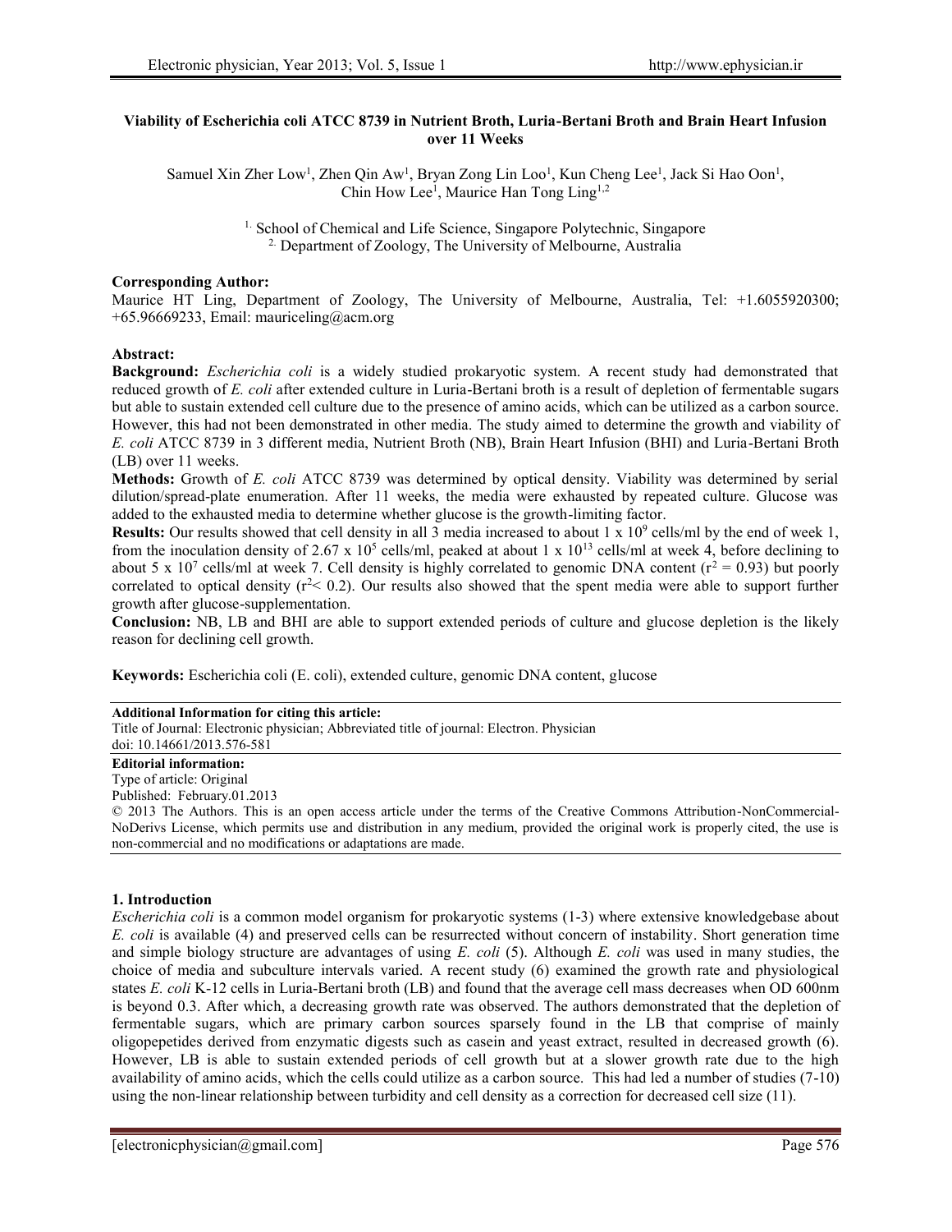# Viability of Escherichia coli ATCC 8739 in Nutrient Broth, Luria-Bertani Broth and Brain Heart Infusion over 11 Weeks

Samuel Xin Zher Low[1], Zhen Qin Aw[1], Bryan Zong Lin Loo[1], Kun Cheng Lee[1], Jack Si Hao Oon[1], Chin How Lee[1], Maurice Han Tong Ling[1,2]

[1] School of Chemical and Life Science, Singapore Polytechnic, Singapore
[2] Department of Zoology, The University of Melbourne, Australia

**Corresponding Author:**
Maurice HT Ling, Department of Zoology, The University of Melbourne, Australia, Tel: +1.6055920300; +65.96669233, Email: mauriceling@acm.org

**Abstract:**

**Background:** *Escherichia coli* is a widely studied prokaryotic system. A recent study had demonstrated that reduced growth of *E. coli* after extended culture in Luria-Bertani broth is a result of depletion of fermentable sugars but able to sustain extended cell culture due to the presence of amino acids, which can be utilized as a carbon source. However, this had not been demonstrated in other media. The study aimed to determine the growth and viability of *E. coli* ATCC 8739 in 3 different media, Nutrient Broth (NB), Brain Heart Infusion (BHI) and Luria-Bertani Broth (LB) over 11 weeks.

**Methods:** Growth of *E. coli* ATCC 8739 was determined by optical density. Viability was determined by serial dilution/spread-plate enumeration. After 11 weeks, the media were exhausted by repeated culture. Glucose was added to the exhausted media to determine whether glucose is the growth-limiting factor.

**Results:** Our results showed that cell density in all 3 media increased to about 1 x $10^9$ cells/ml by the end of week 1, from the inoculation density of 2.67 x $10^5$ cells/ml, peaked at about 1 x $10^{13}$ cells/ml at week 4, before declining to about 5 x $10^7$ cells/ml at week 7. Cell density is highly correlated to genomic DNA content ($r^2 = 0.93$) but poorly correlated to optical density ($r^2 < 0.2$). Our results also showed that the spent media were able to support further growth after glucose-supplementation.

**Conclusion:** NB, LB and BHI are able to support extended periods of culture and glucose depletion is the likely reason for declining cell growth.

**Keywords:** Escherichia coli (E. coli), extended culture, genomic DNA content, glucose

**Additional Information for citing this article:**
Title of Journal: Electronic physician; Abbreviated title of journal: Electron. Physician
doi: 10.14661/2013.576-581

**Editorial information:**
Type of article: Original
Published: February.01.2013
© 2013 The Authors. This is an open access article under the terms of the Creative Commons Attribution-NonCommercial-NoDerivs License, which permits use and distribution in any medium, provided the original work is properly cited, the use is non-commercial and no modifications or adaptations are made.

## 1. Introduction

*Escherichia coli* is a common model organism for prokaryotic systems (1-3) where extensive knowledgebase about *E. coli* is available (4) and preserved cells can be resurrected without concern of instability. Short generation time and simple biology structure are advantages of using *E. coli* (5). Although *E. coli* was used in many studies, the choice of media and subculture intervals varied. A recent study (6) examined the growth rate and physiological states *E. coli* K-12 cells in Luria-Bertani broth (LB) and found that the average cell mass decreases when OD 600nm is beyond 0.3. After which, a decreasing growth rate was observed. The authors demonstrated that the depletion of fermentable sugars, which are primary carbon sources sparsely found in the LB that comprise of mainly oligopepetides derived from enzymatic digests such as casein and yeast extract, resulted in decreased growth (6). However, LB is able to sustain extended periods of cell growth but at a slower growth rate due to the high availability of amino acids, which the cells could utilize as a carbon source. This had led a number of studies (7-10) using the non-linear relationship between turbidity and cell density as a correction for decreased cell size (11).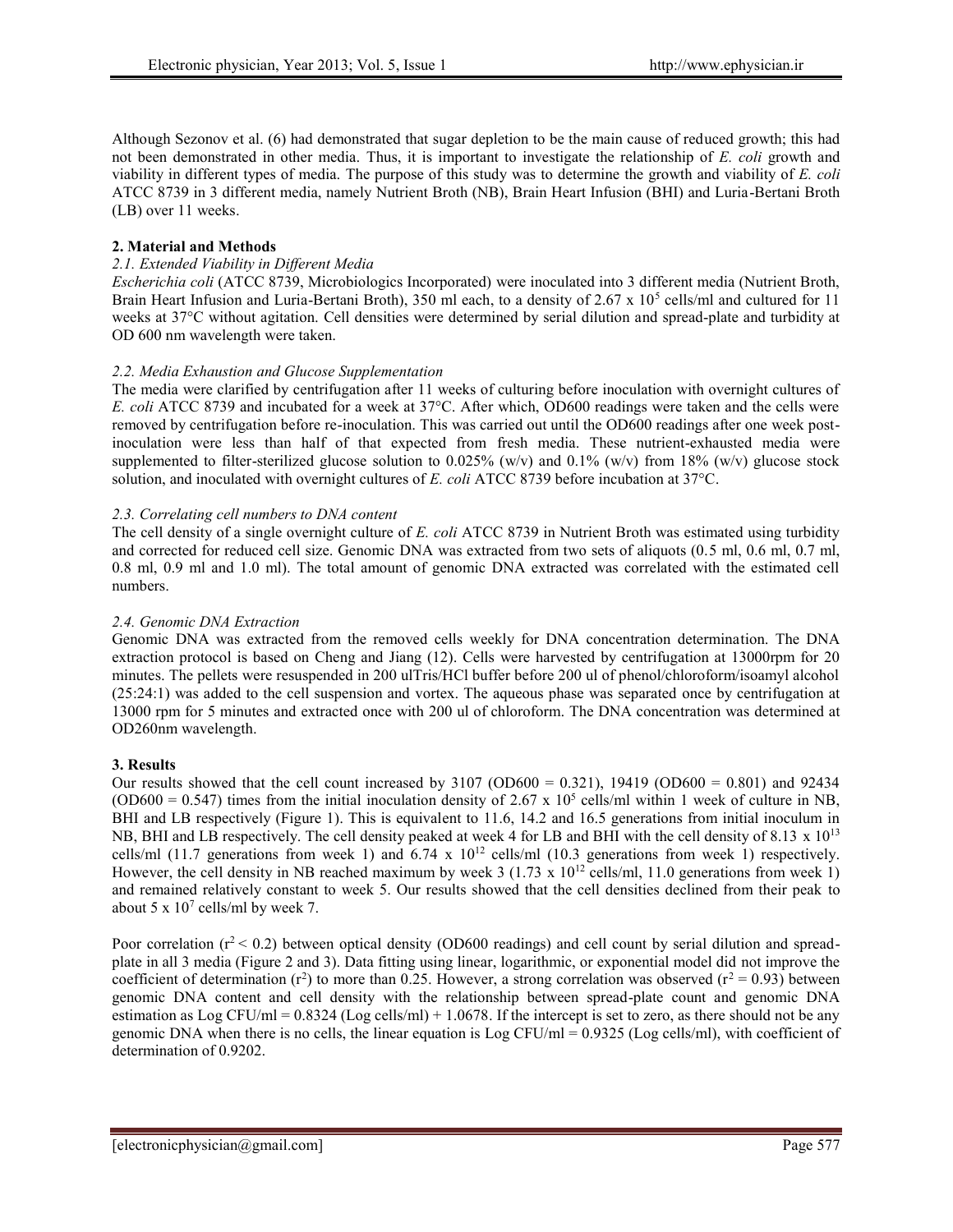Although Sezonov et al. (6) had demonstrated that sugar depletion to be the main cause of reduced growth; this had not been demonstrated in other media. Thus, it is important to investigate the relationship of *E. coli* growth and viability in different types of media. The purpose of this study was to determine the growth and viability of *E. coli* ATCC 8739 in 3 different media, namely Nutrient Broth (NB), Brain Heart Infusion (BHI) and Luria-Bertani Broth (LB) over 11 weeks.

## 2. Material and Methods

### *2.1. Extended Viability in Different Media*

*Escherichia coli* (ATCC 8739, Microbiologics Incorporated) were inoculated into 3 different media (Nutrient Broth, Brain Heart Infusion and Luria-Bertani Broth), 350 ml each, to a density of $2.67 \times 10^5$ cells/ml and cultured for 11 weeks at 37°C without agitation. Cell densities were determined by serial dilution and spread-plate and turbidity at OD 600 nm wavelength were taken.

### *2.2. Media Exhaustion and Glucose Supplementation*

The media were clarified by centrifugation after 11 weeks of culturing before inoculation with overnight cultures of *E. coli* ATCC 8739 and incubated for a week at 37°C. After which, OD600 readings were taken and the cells were removed by centrifugation before re-inoculation. This was carried out until the OD600 readings after one week post-inoculation were less than half of that expected from fresh media. These nutrient-exhausted media were supplemented to filter-sterilized glucose solution to 0.025% (w/v) and 0.1% (w/v) from 18% (w/v) glucose stock solution, and inoculated with overnight cultures of *E. coli* ATCC 8739 before incubation at 37°C.

### *2.3. Correlating cell numbers to DNA content*

The cell density of a single overnight culture of *E. coli* ATCC 8739 in Nutrient Broth was estimated using turbidity and corrected for reduced cell size. Genomic DNA was extracted from two sets of aliquots (0.5 ml, 0.6 ml, 0.7 ml, 0.8 ml, 0.9 ml and 1.0 ml). The total amount of genomic DNA extracted was correlated with the estimated cell numbers.

### *2.4. Genomic DNA Extraction*

Genomic DNA was extracted from the removed cells weekly for DNA concentration determination. The DNA extraction protocol is based on Cheng and Jiang (12). Cells were harvested by centrifugation at 13000rpm for 20 minutes. The pellets were resuspended in 200 ulTris/HCl buffer before 200 ul of phenol/chloroform/isoamyl alcohol (25:24:1) was added to the cell suspension and vortex. The aqueous phase was separated once by centrifugation at 13000 rpm for 5 minutes and extracted once with 200 ul of chloroform. The DNA concentration was determined at OD260nm wavelength.

## 3. Results

Our results showed that the cell count increased by 3107 (OD600 = 0.321), 19419 (OD600 = 0.801) and 92434 (OD600 = 0.547) times from the initial inoculation density of $2.67 \times 10^5$ cells/ml within 1 week of culture in NB, BHI and LB respectively (Figure 1). This is equivalent to 11.6, 14.2 and 16.5 generations from initial inoculum in NB, BHI and LB respectively. The cell density peaked at week 4 for LB and BHI with the cell density of $8.13 \times 10^{13}$ cells/ml (11.7 generations from week 1) and $6.74 \times 10^{12}$ cells/ml (10.3 generations from week 1) respectively. However, the cell density in NB reached maximum by week 3 ($1.73 \times 10^{12}$ cells/ml, 11.0 generations from week 1) and remained relatively constant to week 5. Our results showed that the cell densities declined from their peak to about $5 \times 10^7$ cells/ml by week 7.

Poor correlation ($r^2 < 0.2$) between optical density (OD600 readings) and cell count by serial dilution and spread-plate in all 3 media (Figure 2 and 3). Data fitting using linear, logarithmic, or exponential model did not improve the coefficient of determination ($r^2$) to more than 0.25. However, a strong correlation was observed ($r^2 = 0.93$) between genomic DNA content and cell density with the relationship between spread-plate count and genomic DNA estimation as Log CFU/ml = 0.8324 (Log cells/ml) + 1.0678. If the intercept is set to zero, as there should not be any genomic DNA when there is no cells, the linear equation is Log CFU/ml = 0.9325 (Log cells/ml), with coefficient of determination of 0.9202.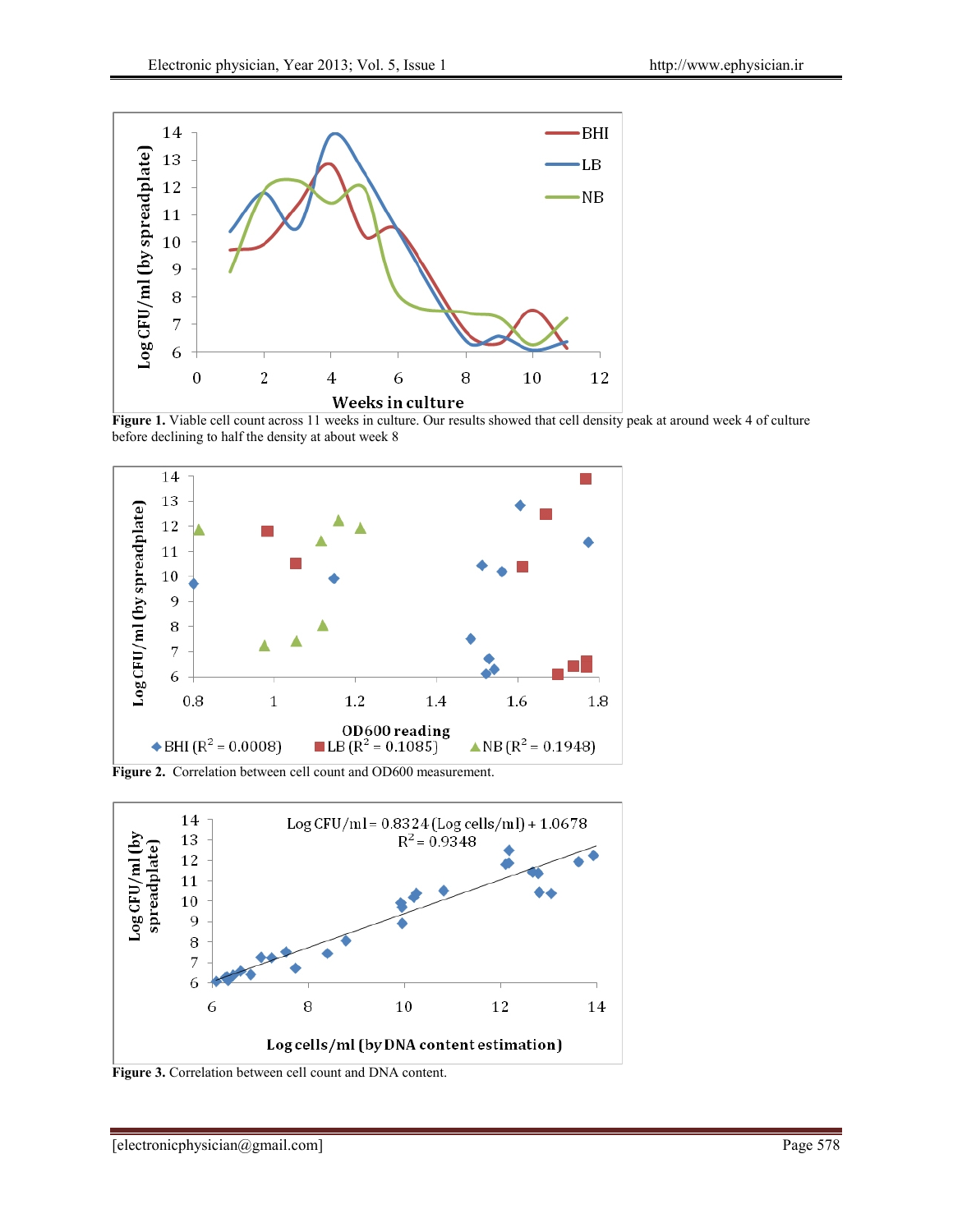**Figure 1.** Viable cell count across 11 weeks in culture. Our results showed that cell density peak at around week 4 of culture before declining to half the density at about week 8

**Figure 2.** Correlation between cell count and OD600 measurement.

**Figure 3.** Correlation between cell count and DNA content.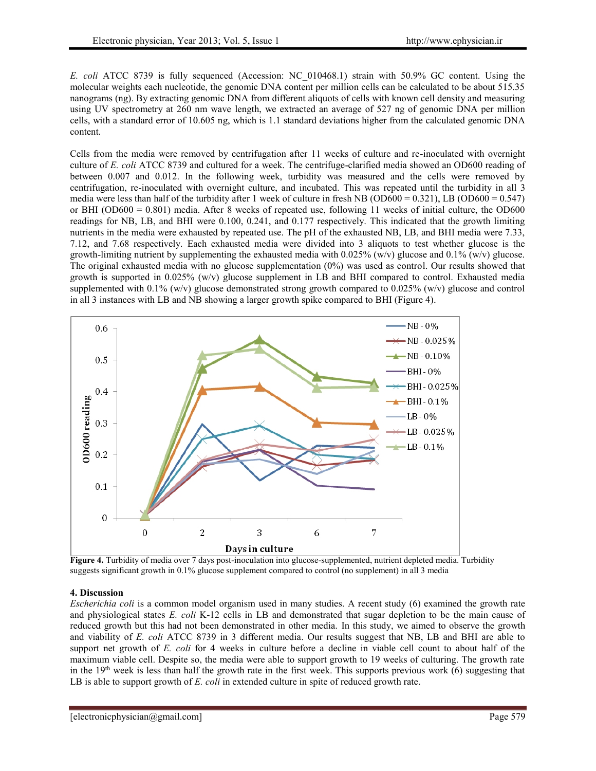*E. coli* ATCC 8739 is fully sequenced (Accession: NC_010468.1) strain with 50.9% GC content. Using the molecular weights each nucleotide, the genomic DNA content per million cells can be calculated to be about 515.35 nanograms (ng). By extracting genomic DNA from different aliquots of cells with known cell density and measuring using UV spectrometry at 260 nm wave length, we extracted an average of 527 ng of genomic DNA per million cells, with a standard error of 10.605 ng, which is 1.1 standard deviations higher from the calculated genomic DNA content.

Cells from the media were removed by centrifugation after 11 weeks of culture and re-inoculated with overnight culture of *E. coli* ATCC 8739 and cultured for a week. The centrifuge-clarified media showed an OD600 reading of between 0.007 and 0.012. In the following week, turbidity was measured and the cells were removed by centrifugation, re-inoculated with overnight culture, and incubated. This was repeated until the turbidity in all 3 media were less than half of the turbidity after 1 week of culture in fresh NB (OD600 = 0.321), LB (OD600 = 0.547) or BHI (OD600 = 0.801) media. After 8 weeks of repeated use, following 11 weeks of initial culture, the OD600 readings for NB, LB, and BHI were 0.100, 0.241, and 0.177 respectively. This indicated that the growth limiting nutrients in the media were exhausted by repeated use. The pH of the exhausted NB, LB, and BHI media were 7.33, 7.12, and 7.68 respectively. Each exhausted media were divided into 3 aliquots to test whether glucose is the growth-limiting nutrient by supplementing the exhausted media with 0.025% (w/v) glucose and 0.1% (w/v) glucose. The original exhausted media with no glucose supplementation (0%) was used as control. Our results showed that growth is supported in 0.025% (w/v) glucose supplement in LB and BHI compared to control. Exhausted media supplemented with 0.1% (w/v) glucose demonstrated strong growth compared to 0.025% (w/v) glucose and control in all 3 instances with LB and NB showing a larger growth spike compared to BHI (Figure 4).

**Figure 4.** Turbidity of media over 7 days post-inoculation into glucose-supplemented, nutrient depleted media. Turbidity suggests significant growth in 0.1% glucose supplement compared to control (no supplement) in all 3 media

### 4. Discussion

*Escherichia coli* is a common model organism used in many studies. A recent study (6) examined the growth rate and physiological states *E. coli* K-12 cells in LB and demonstrated that sugar depletion to be the main cause of reduced growth but this had not been demonstrated in other media. In this study, we aimed to observe the growth and viability of *E. coli* ATCC 8739 in 3 different media. Our results suggest that NB, LB and BHI are able to support net growth of *E. coli* for 4 weeks in culture before a decline in viable cell count to about half of the maximum viable cell. Despite so, the media were able to support growth to 19 weeks of culturing. The growth rate in the 19th week is less than half the growth rate in the first week. This supports previous work (6) suggesting that LB is able to support growth of *E. coli* in extended culture in spite of reduced growth rate.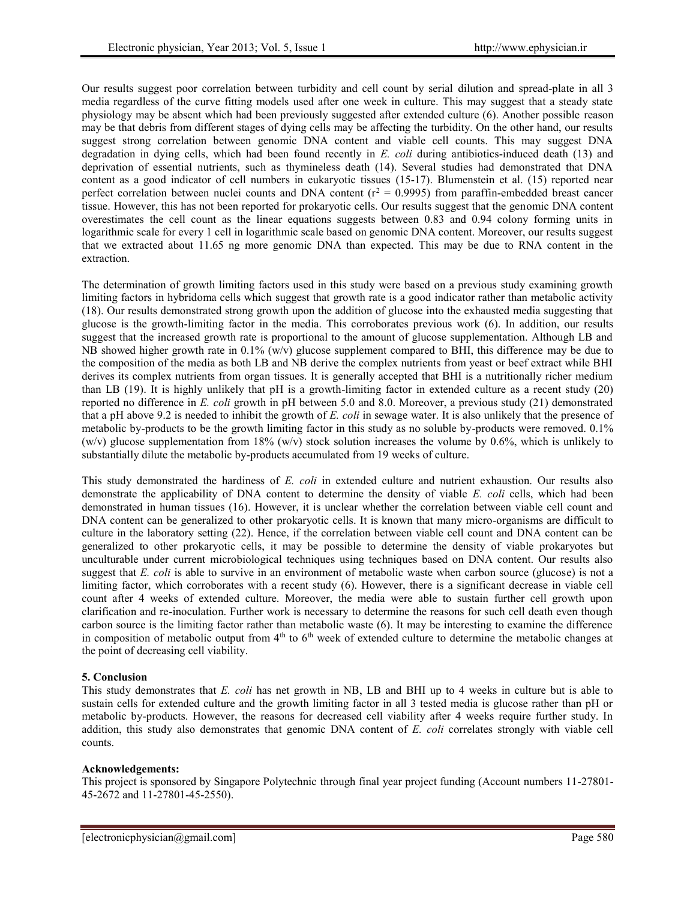Our results suggest poor correlation between turbidity and cell count by serial dilution and spread-plate in all 3 media regardless of the curve fitting models used after one week in culture. This may suggest that a steady state physiology may be absent which had been previously suggested after extended culture (6). Another possible reason may be that debris from different stages of dying cells may be affecting the turbidity. On the other hand, our results suggest strong correlation between genomic DNA content and viable cell counts. This may suggest DNA degradation in dying cells, which had been found recently in *E. coli* during antibiotics-induced death (13) and deprivation of essential nutrients, such as thymineless death (14). Several studies had demonstrated that DNA content as a good indicator of cell numbers in eukaryotic tissues (15-17). Blumenstein et al. (15) reported near perfect correlation between nuclei counts and DNA content ($r^2 = 0.9995$) from paraffin-embedded breast cancer tissue. However, this has not been reported for prokaryotic cells. Our results suggest that the genomic DNA content overestimates the cell count as the linear equations suggests between 0.83 and 0.94 colony forming units in logarithmic scale for every 1 cell in logarithmic scale based on genomic DNA content. Moreover, our results suggest that we extracted about 11.65 ng more genomic DNA than expected. This may be due to RNA content in the extraction.

The determination of growth limiting factors used in this study were based on a previous study examining growth limiting factors in hybridoma cells which suggest that growth rate is a good indicator rather than metabolic activity (18). Our results demonstrated strong growth upon the addition of glucose into the exhausted media suggesting that glucose is the growth-limiting factor in the media. This corroborates previous work (6). In addition, our results suggest that the increased growth rate is proportional to the amount of glucose supplementation. Although LB and NB showed higher growth rate in 0.1% (w/v) glucose supplement compared to BHI, this difference may be due to the composition of the media as both LB and NB derive the complex nutrients from yeast or beef extract while BHI derives its complex nutrients from organ tissues. It is generally accepted that BHI is a nutritionally richer medium than LB (19). It is highly unlikely that pH is a growth-limiting factor in extended culture as a recent study (20) reported no difference in *E. coli* growth in pH between 5.0 and 8.0. Moreover, a previous study (21) demonstrated that a pH above 9.2 is needed to inhibit the growth of *E. coli* in sewage water. It is also unlikely that the presence of metabolic by-products to be the growth limiting factor in this study as no soluble by-products were removed. 0.1% (w/v) glucose supplementation from 18% (w/v) stock solution increases the volume by 0.6%, which is unlikely to substantially dilute the metabolic by-products accumulated from 19 weeks of culture.

This study demonstrated the hardiness of *E. coli* in extended culture and nutrient exhaustion. Our results also demonstrate the applicability of DNA content to determine the density of viable *E. coli* cells, which had been demonstrated in human tissues (16). However, it is unclear whether the correlation between viable cell count and DNA content can be generalized to other prokaryotic cells. It is known that many micro-organisms are difficult to culture in the laboratory setting (22). Hence, if the correlation between viable cell count and DNA content can be generalized to other prokaryotic cells, it may be possible to determine the density of viable prokaryotes but unculturable under current microbiological techniques using techniques based on DNA content. Our results also suggest that *E. coli* is able to survive in an environment of metabolic waste when carbon source (glucose) is not a limiting factor, which corroborates with a recent study (6). However, there is a significant decrease in viable cell count after 4 weeks of extended culture. Moreover, the media were able to sustain further cell growth upon clarification and re-inoculation. Further work is necessary to determine the reasons for such cell death even though carbon source is the limiting factor rather than metabolic waste (6). It may be interesting to examine the difference in composition of metabolic output from 4$^{th}$ to 6$^{th}$ week of extended culture to determine the metabolic changes at the point of decreasing cell viability.

## 5. Conclusion

This study demonstrates that *E. coli* has net growth in NB, LB and BHI up to 4 weeks in culture but is able to sustain cells for extended culture and the growth limiting factor in all 3 tested media is glucose rather than pH or metabolic by-products. However, the reasons for decreased cell viability after 4 weeks require further study. In addition, this study also demonstrates that genomic DNA content of *E. coli* correlates strongly with viable cell counts.

**Acknowledgements:**

This project is sponsored by Singapore Polytechnic through final year project funding (Account numbers 11-27801-45-2672 and 11-27801-45-2550).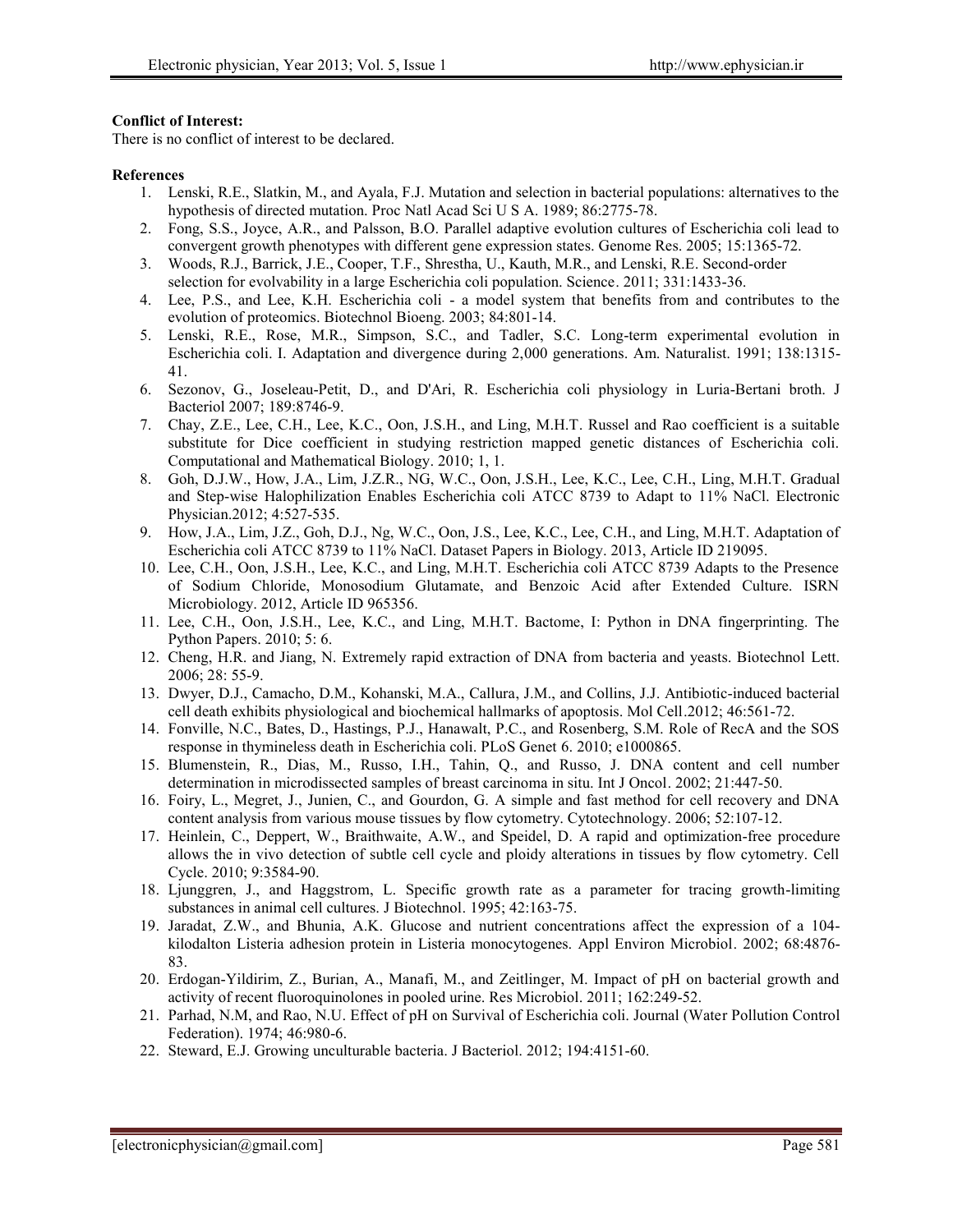**Conflict of Interest:**
There is no conflict of interest to be declared.

**References**

1. Lenski, R.E., Slatkin, M., and Ayala, F.J. Mutation and selection in bacterial populations: alternatives to the hypothesis of directed mutation. Proc Natl Acad Sci U S A. 1989; 86:2775-78.
2. Fong, S.S., Joyce, A.R., and Palsson, B.O. Parallel adaptive evolution cultures of Escherichia coli lead to convergent growth phenotypes with different gene expression states. Genome Res. 2005; 15:1365-72.
3. Woods, R.J., Barrick, J.E., Cooper, T.F., Shrestha, U., Kauth, M.R., and Lenski, R.E. Second-order selection for evolvability in a large Escherichia coli population. Science. 2011; 331:1433-36.
4. Lee, P.S., and Lee, K.H. Escherichia coli - a model system that benefits from and contributes to the evolution of proteomics. Biotechnol Bioeng. 2003; 84:801-14.
5. Lenski, R.E., Rose, M.R., Simpson, S.C., and Tadler, S.C. Long-term experimental evolution in Escherichia coli. I. Adaptation and divergence during 2,000 generations. Am. Naturalist. 1991; 138:1315-41.
6. Sezonov, G., Joseleau-Petit, D., and D'Ari, R. Escherichia coli physiology in Luria-Bertani broth. J Bacteriol 2007; 189:8746-9.
7. Chay, Z.E., Lee, C.H., Lee, K.C., Oon, J.S.H., and Ling, M.H.T. Russel and Rao coefficient is a suitable substitute for Dice coefficient in studying restriction mapped genetic distances of Escherichia coli. Computational and Mathematical Biology. 2010; 1, 1.
8. Goh, D.J.W., How, J.A., Lim, J.Z.R., NG, W.C., Oon, J.S.H., Lee, K.C., Lee, C.H., Ling, M.H.T. Gradual and Step-wise Halophilization Enables Escherichia coli ATCC 8739 to Adapt to 11% NaCl. Electronic Physician.2012; 4:527-535.
9. How, J.A., Lim, J.Z.R., Goh, D.J., Ng, W.C., Oon, J.S., Lee, K.C., Lee, C.H., and Ling, M.H.T. Adaptation of Escherichia coli ATCC 8739 to 11% NaCl. Dataset Papers in Biology. 2013, Article ID 219095.
10. Lee, C.H., Oon, J.S.H., Lee, K.C., and Ling, M.H.T. Escherichia coli ATCC 8739 Adapts to the Presence of Sodium Chloride, Monosodium Glutamate, and Benzoic Acid after Extended Culture. ISRN Microbiology. 2012, Article ID 965356.
11. Lee, C.H., Oon, J.S.H., Lee, K.C., and Ling, M.H.T. Bactome, I: Python in DNA fingerprinting. The Python Papers. 2010; 5: 6.
12. Cheng, H.R. and Jiang, N. Extremely rapid extraction of DNA from bacteria and yeasts. Biotechnol Lett. 2006; 28: 55-9.
13. Dwyer, D.J., Camacho, D.M., Kohanski, M.A., Callura, J.M., and Collins, J.J. Antibiotic-induced bacterial cell death exhibits physiological and biochemical hallmarks of apoptosis. Mol Cell.2012; 46:561-72.
14. Fonville, N.C., Bates, D., Hastings, P.J., Hanawalt, P.C., and Rosenberg, S.M. Role of RecA and the SOS response in thymineless death in Escherichia coli. PLoS Genet 6. 2010; e1000865.
15. Blumenstein, R., Dias, M., Russo, I.H., Tahin, Q., and Russo, J. DNA content and cell number determination in microdissected samples of breast carcinoma in situ. Int J Oncol. 2002; 21:447-50.
16. Foiry, L., Megret, J., Junien, C., and Gourdon, G. A simple and fast method for cell recovery and DNA content analysis from various mouse tissues by flow cytometry. Cytotechnology. 2006; 52:107-12.
17. Heinlein, C., Deppert, W., Braithwaite, A.W., and Speidel, D. A rapid and optimization-free procedure allows the in vivo detection of subtle cell cycle and ploidy alterations in tissues by flow cytometry. Cell Cycle. 2010; 9:3584-90.
18. Ljunggren, J., and Haggstrom, L. Specific growth rate as a parameter for tracing growth-limiting substances in animal cell cultures. J Biotechnol. 1995; 42:163-75.
19. Jaradat, Z.W., and Bhunia, A.K. Glucose and nutrient concentrations affect the expression of a 104-kilodalton Listeria adhesion protein in Listeria monocytogenes. Appl Environ Microbiol. 2002; 68:4876-83.
20. Erdogan-Yildirim, Z., Burian, A., Manafi, M., and Zeitlinger, M. Impact of pH on bacterial growth and activity of recent fluoroquinolones in pooled urine. Res Microbiol. 2011; 162:249-52.
21. Parhad, N.M, and Rao, N.U. Effect of pH on Survival of Escherichia coli. Journal (Water Pollution Control Federation). 1974; 46:980-6.
22. Steward, E.J. Growing unculturable bacteria. J Bacteriol. 2012; 194:4151-60.